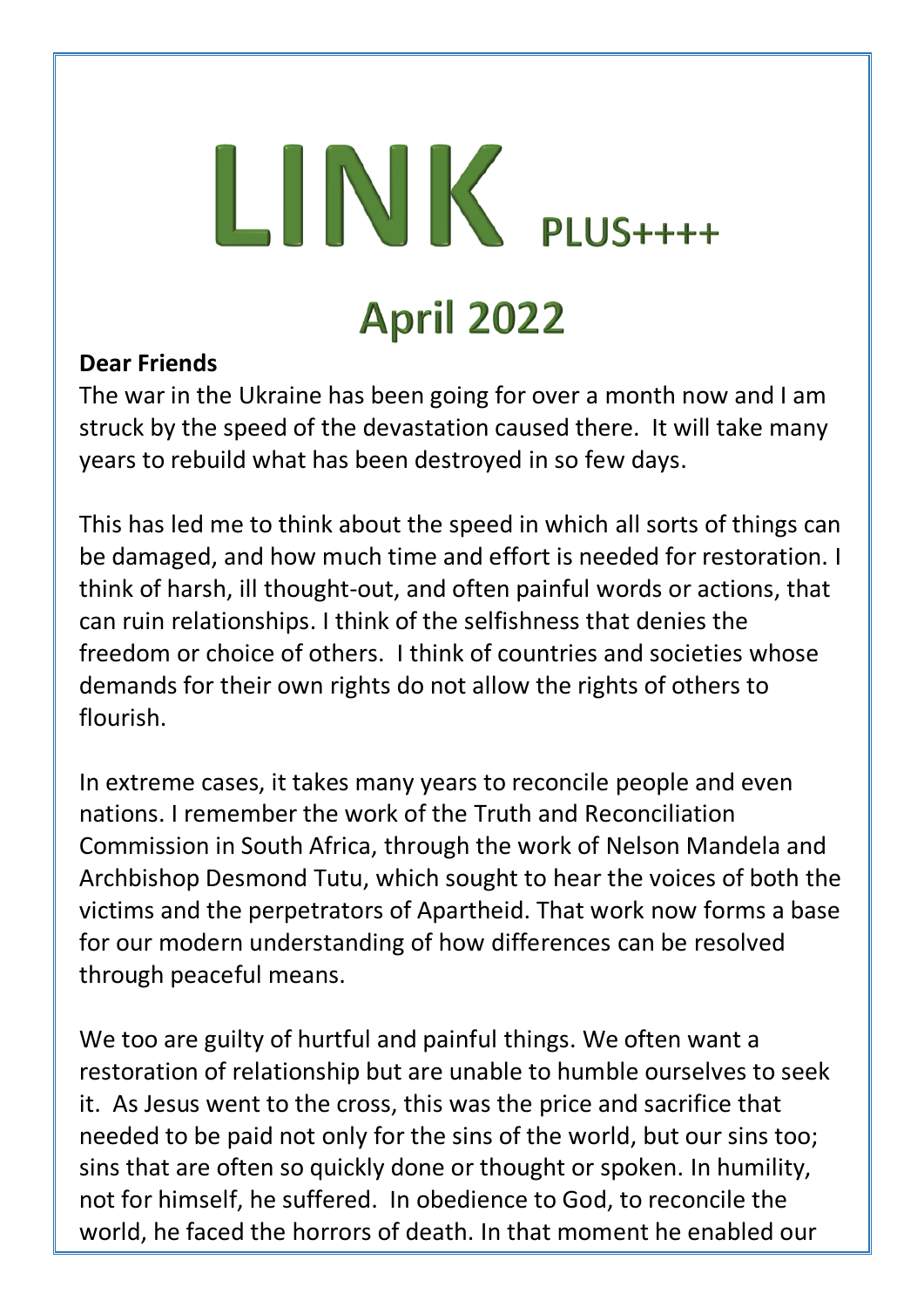# LINK PLUS++++

## April 2022

**Dear Friends**

The war in the Ukraine has been going for over a month now and I am struck by the speed of the devastation caused there. It will take many years to rebuild what has been destroyed in so few days.

This has led me to think about the speed in which all sorts of things can be damaged, and how much time and effort is needed for restoration. I think of harsh, ill thought-out, and often painful words or actions, that can ruin relationships. I think of the selfishness that denies the freedom or choice of others. I think of countries and societies whose demands for their own rights do not allow the rights of others to flourish.

In extreme cases, it takes many years to reconcile people and even nations. I remember the work of the Truth and Reconciliation Commission in South Africa, through the work of Nelson Mandela and Archbishop Desmond Tutu, which sought to hear the voices of both the victims and the perpetrators of Apartheid. That work now forms a base for our modern understanding of how differences can be resolved through peaceful means.

We too are guilty of hurtful and painful things. We often want a restoration of relationship but are unable to humble ourselves to seek it. As Jesus went to the cross, this was the price and sacrifice that needed to be paid not only for the sins of the world, but our sins too; sins that are often so quickly done or thought or spoken. In humility, not for himself, he suffered. In obedience to God, to reconcile the world, he faced the horrors of death. In that moment he enabled our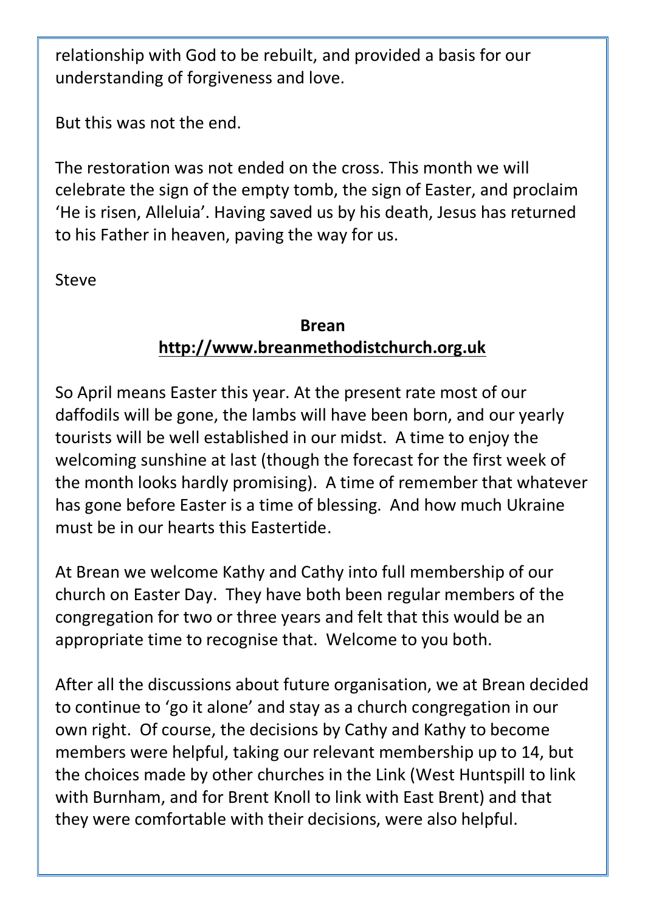relationship with God to be rebuilt, and provided a basis for our understanding of forgiveness and love.

But this was not the end.

The restoration was not ended on the cross. This month we will celebrate the sign of the empty tomb, the sign of Easter, and proclaim 'He is risen, Alleluia'. Having saved us by his death, Jesus has returned to his Father in heaven, paving the way for us.

Steve

**Brean**
**http://www.breanmethodistchurch.org.uk**

So April means Easter this year. At the present rate most of our daffodils will be gone, the lambs will have been born, and our yearly tourists will be well established in our midst. A time to enjoy the welcoming sunshine at last (though the forecast for the first week of the month looks hardly promising). A time of remember that whatever has gone before Easter is a time of blessing. And how much Ukraine must be in our hearts this Eastertide.

At Brean we welcome Kathy and Cathy into full membership of our church on Easter Day. They have both been regular members of the congregation for two or three years and felt that this would be an appropriate time to recognise that. Welcome to you both.

After all the discussions about future organisation, we at Brean decided to continue to 'go it alone' and stay as a church congregation in our own right. Of course, the decisions by Cathy and Kathy to become members were helpful, taking our relevant membership up to 14, but the choices made by other churches in the Link (West Huntspill to link with Burnham, and for Brent Knoll to link with East Brent) and that they were comfortable with their decisions, were also helpful.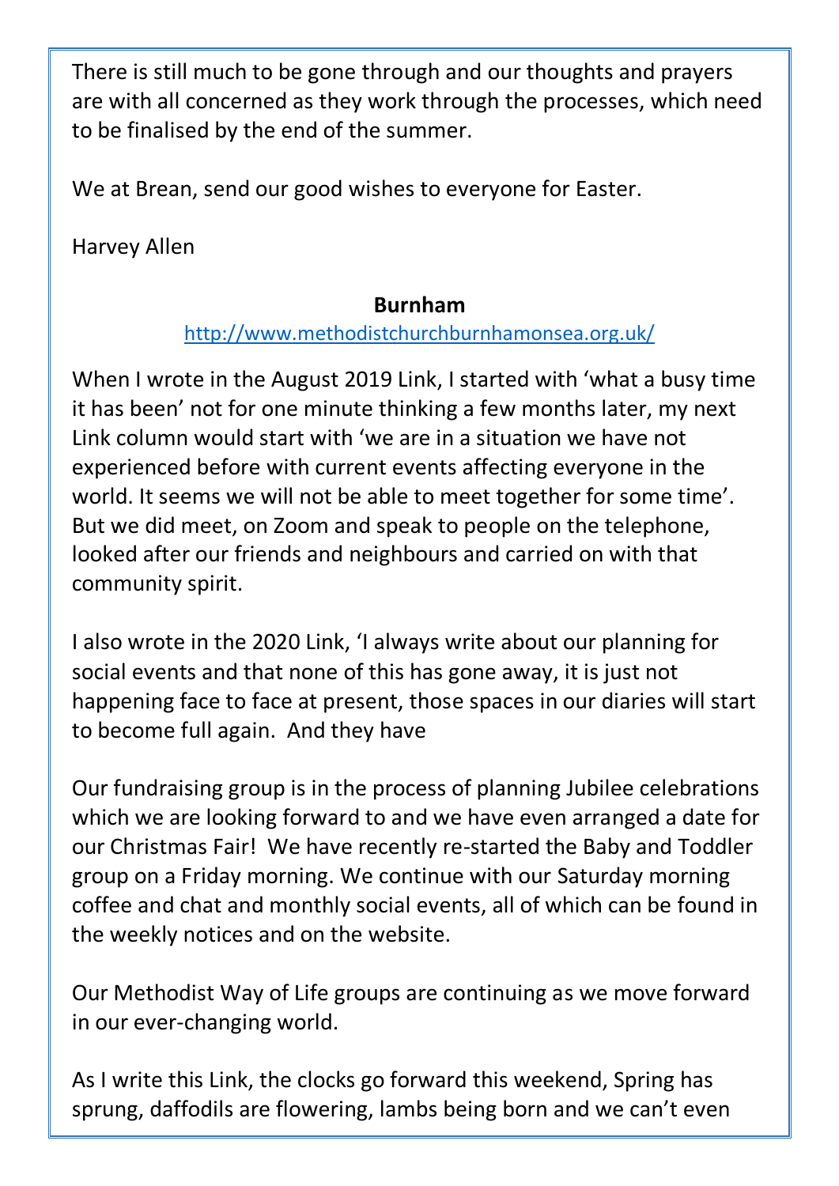There is still much to be gone through and our thoughts and prayers are with all concerned as they work through the processes, which need to be finalised by the end of the summer.

We at Brean, send our good wishes to everyone for Easter.

Harvey Allen

**Burnham**

http://www.methodistchurchburnhamonsea.org.uk/

When I wrote in the August 2019 Link, I started with 'what a busy time it has been' not for one minute thinking a few months later, my next Link column would start with 'we are in a situation we have not experienced before with current events affecting everyone in the world. It seems we will not be able to meet together for some time'. But we did meet, on Zoom and speak to people on the telephone, looked after our friends and neighbours and carried on with that community spirit.

I also wrote in the 2020 Link, 'I always write about our planning for social events and that none of this has gone away, it is just not happening face to face at present, those spaces in our diaries will start to become full again. And they have

Our fundraising group is in the process of planning Jubilee celebrations which we are looking forward to and we have even arranged a date for our Christmas Fair! We have recently re-started the Baby and Toddler group on a Friday morning. We continue with our Saturday morning coffee and chat and monthly social events, all of which can be found in the weekly notices and on the website.

Our Methodist Way of Life groups are continuing as we move forward in our ever-changing world.

As I write this Link, the clocks go forward this weekend, Spring has sprung, daffodils are flowering, lambs being born and we can't even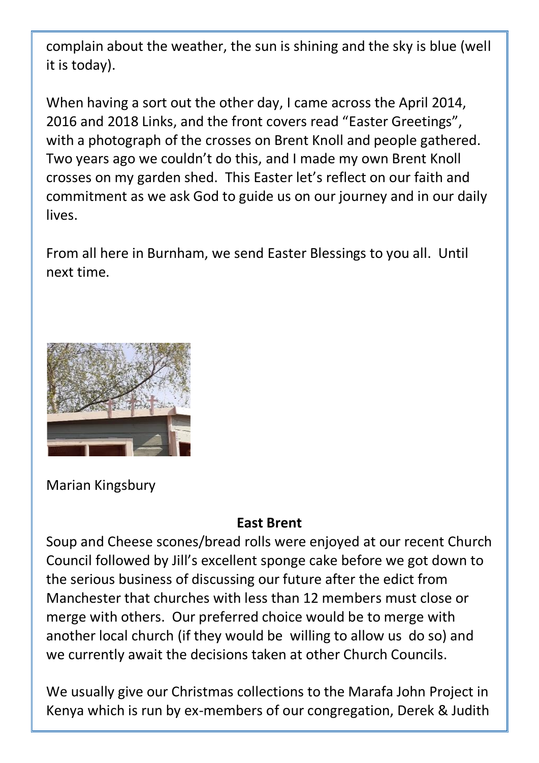complain about the weather, the sun is shining and the sky is blue (well it is today).

When having a sort out the other day, I came across the April 2014, 2016 and 2018 Links, and the front covers read "Easter Greetings", with a photograph of the crosses on Brent Knoll and people gathered. Two years ago we couldn't do this, and I made my own Brent Knoll crosses on my garden shed. This Easter let's reflect on our faith and commitment as we ask God to guide us on our journey and in our daily lives.

From all here in Burnham, we send Easter Blessings to you all. Until next time.

Marian Kingsbury

**East Brent**

Soup and Cheese scones/bread rolls were enjoyed at our recent Church Council followed by Jill's excellent sponge cake before we got down to the serious business of discussing our future after the edict from Manchester that churches with less than 12 members must close or merge with others. Our preferred choice would be to merge with another local church (if they would be willing to allow us do so) and we currently await the decisions taken at other Church Councils.

We usually give our Christmas collections to the Marafa John Project in Kenya which is run by ex-members of our congregation, Derek & Judith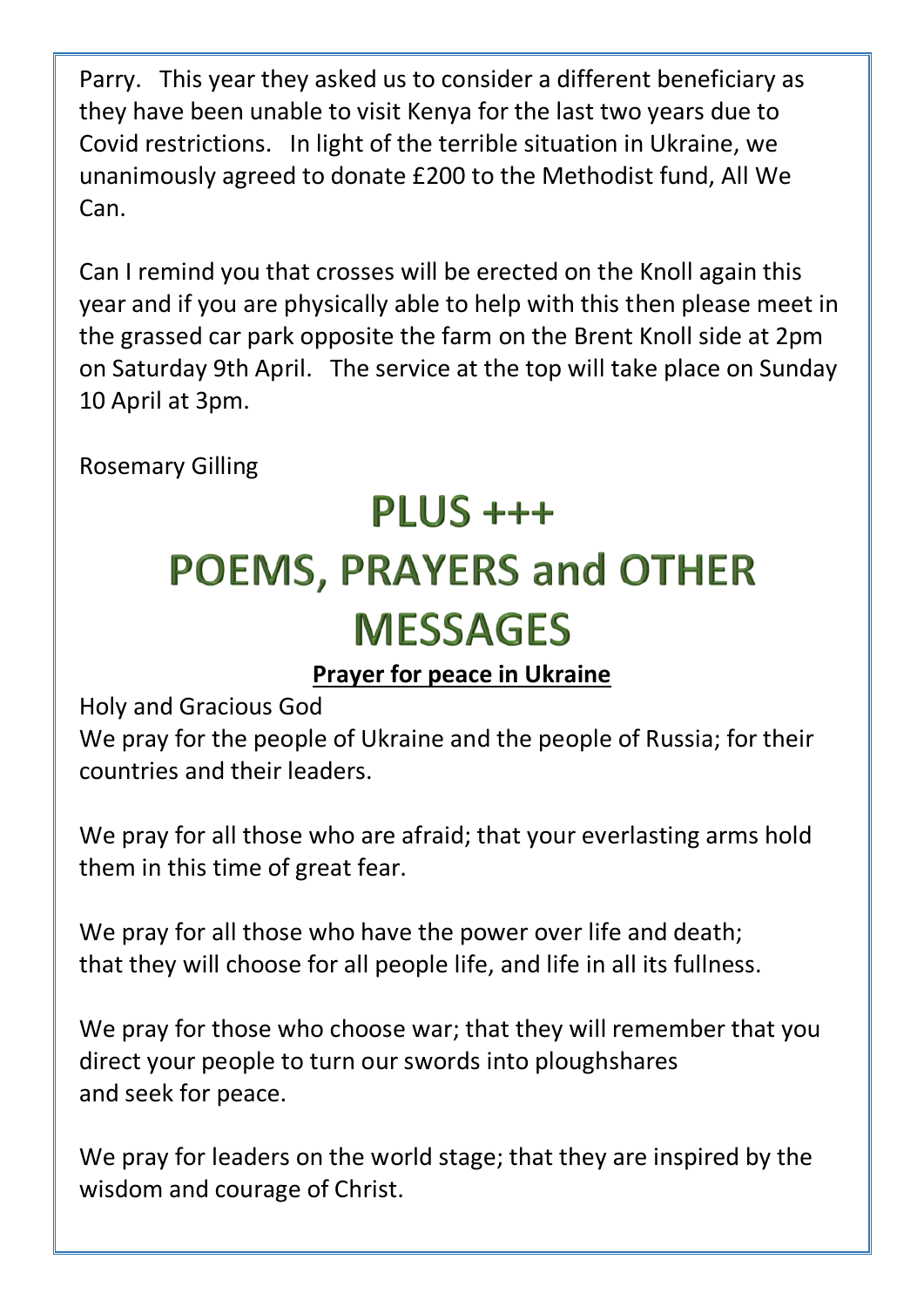Parry. This year they asked us to consider a different beneficiary as they have been unable to visit Kenya for the last two years due to Covid restrictions. In light of the terrible situation in Ukraine, we unanimously agreed to donate £200 to the Methodist fund, All We Can.

Can I remind you that crosses will be erected on the Knoll again this year and if you are physically able to help with this then please meet in the grassed car park opposite the farm on the Brent Knoll side at 2pm on Saturday 9th April. The service at the top will take place on Sunday 10 April at 3pm.

Rosemary Gilling

# PLUS +++
# POEMS, PRAYERS and OTHER MESSAGES

**Prayer for peace in Ukraine**

Holy and Gracious God
We pray for the people of Ukraine and the people of Russia; for their countries and their leaders.

We pray for all those who are afraid; that your everlasting arms hold them in this time of great fear.

We pray for all those who have the power over life and death;
that they will choose for all people life, and life in all its fullness.

We pray for those who choose war; that they will remember that you direct your people to turn our swords into ploughshares
and seek for peace.

We pray for leaders on the world stage; that they are inspired by the wisdom and courage of Christ.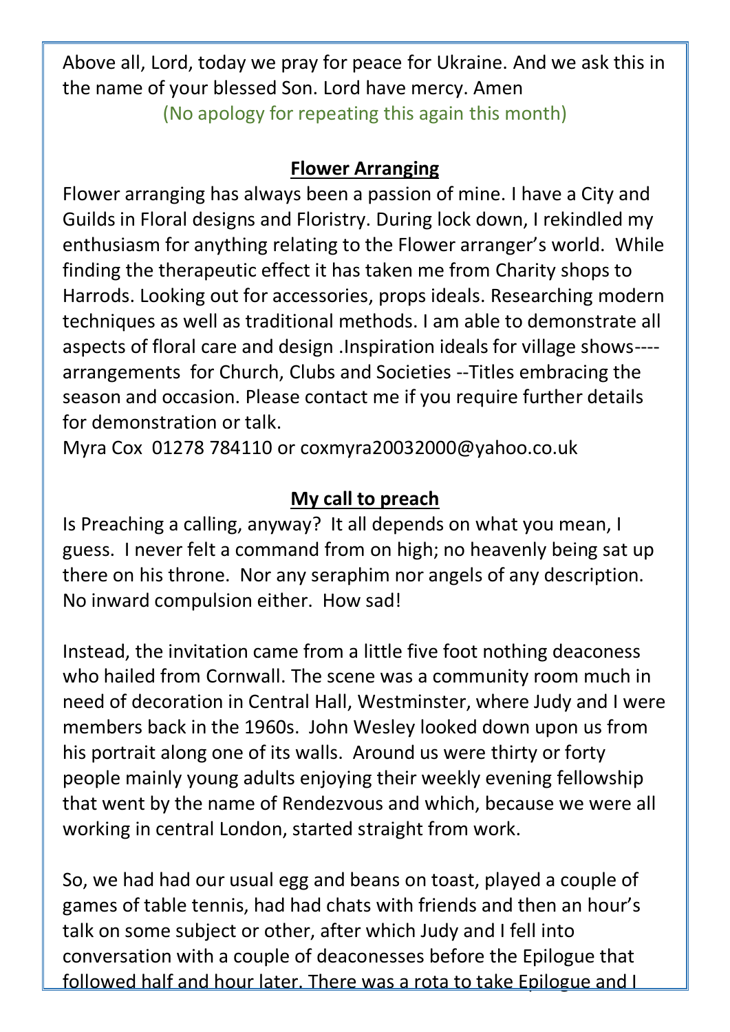Above all, Lord, today we pray for peace for Ukraine. And we ask this in the name of your blessed Son. Lord have mercy. Amen

(No apology for repeating this again this month)

## Flower Arranging

Flower arranging has always been a passion of mine. I have a City and Guilds in Floral designs and Floristry. During lock down, I rekindled my enthusiasm for anything relating to the Flower arranger's world. While finding the therapeutic effect it has taken me from Charity shops to Harrods. Looking out for accessories, props ideals. Researching modern techniques as well as traditional methods. I am able to demonstrate all aspects of floral care and design .Inspiration ideals for village shows---- arrangements for Church, Clubs and Societies --Titles embracing the season and occasion. Please contact me if you require further details for demonstration or talk.

Myra Cox 01278 784110 or coxmyra20032000@yahoo.co.uk

## My call to preach

Is Preaching a calling, anyway? It all depends on what you mean, I guess. I never felt a command from on high; no heavenly being sat up there on his throne. Nor any seraphim nor angels of any description. No inward compulsion either. How sad!

Instead, the invitation came from a little five foot nothing deaconess who hailed from Cornwall. The scene was a community room much in need of decoration in Central Hall, Westminster, where Judy and I were members back in the 1960s. John Wesley looked down upon us from his portrait along one of its walls. Around us were thirty or forty people mainly young adults enjoying their weekly evening fellowship that went by the name of Rendezvous and which, because we were all working in central London, started straight from work.

So, we had had our usual egg and beans on toast, played a couple of games of table tennis, had had chats with friends and then an hour's talk on some subject or other, after which Judy and I fell into conversation with a couple of deaconesses before the Epilogue that followed half and hour later. There was a rota to take Epilogue and I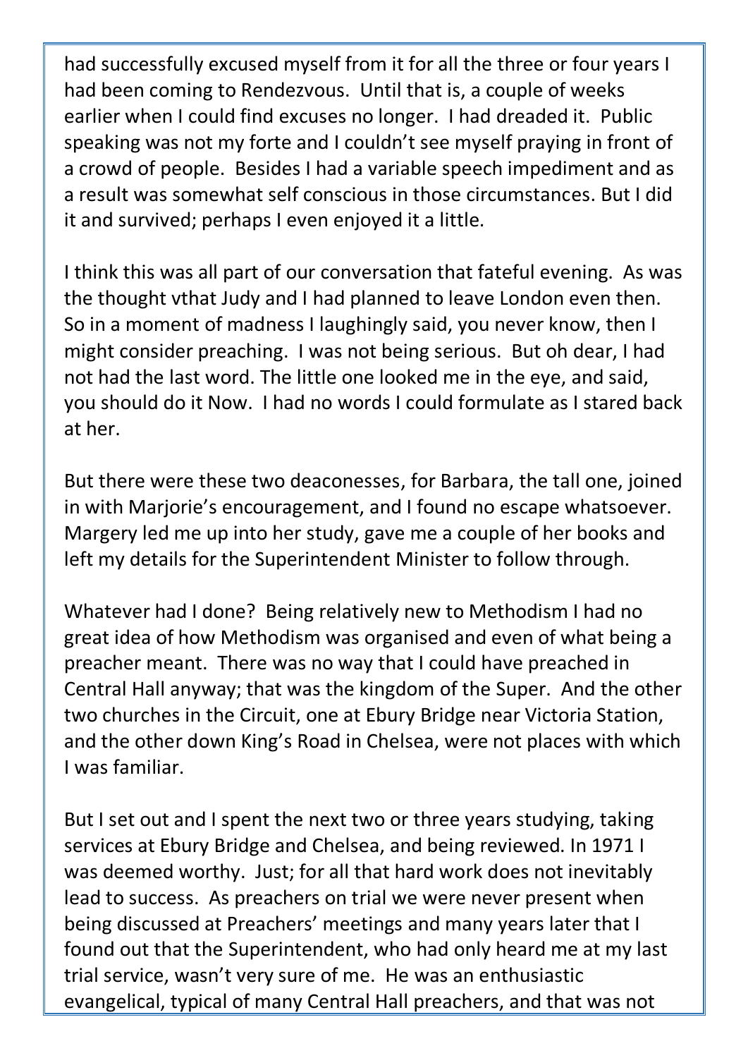had successfully excused myself from it for all the three or four years I had been coming to Rendezvous. Until that is, a couple of weeks earlier when I could find excuses no longer. I had dreaded it. Public speaking was not my forte and I couldn't see myself praying in front of a crowd of people. Besides I had a variable speech impediment and as a result was somewhat self conscious in those circumstances. But I did it and survived; perhaps I even enjoyed it a little.

I think this was all part of our conversation that fateful evening. As was the thought vthat Judy and I had planned to leave London even then. So in a moment of madness I laughingly said, you never know, then I might consider preaching. I was not being serious. But oh dear, I had not had the last word. The little one looked me in the eye, and said, you should do it Now. I had no words I could formulate as I stared back at her.

But there were these two deaconesses, for Barbara, the tall one, joined in with Marjorie's encouragement, and I found no escape whatsoever. Margery led me up into her study, gave me a couple of her books and left my details for the Superintendent Minister to follow through.

Whatever had I done? Being relatively new to Methodism I had no great idea of how Methodism was organised and even of what being a preacher meant. There was no way that I could have preached in Central Hall anyway; that was the kingdom of the Super. And the other two churches in the Circuit, one at Ebury Bridge near Victoria Station, and the other down King's Road in Chelsea, were not places with which I was familiar.

But I set out and I spent the next two or three years studying, taking services at Ebury Bridge and Chelsea, and being reviewed. In 1971 I was deemed worthy. Just; for all that hard work does not inevitably lead to success. As preachers on trial we were never present when being discussed at Preachers' meetings and many years later that I found out that the Superintendent, who had only heard me at my last trial service, wasn't very sure of me. He was an enthusiastic evangelical, typical of many Central Hall preachers, and that was not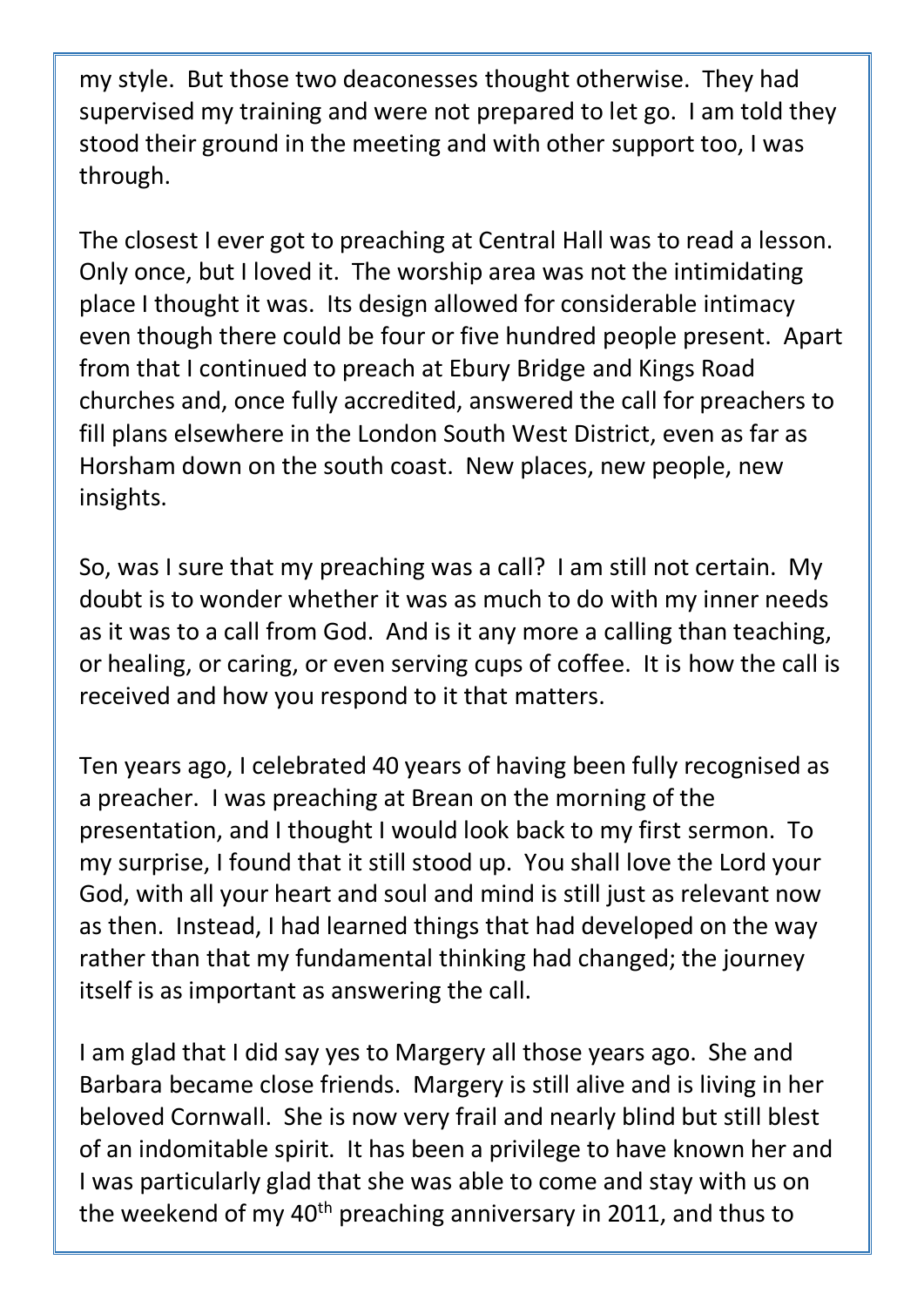my style. But those two deaconesses thought otherwise. They had supervised my training and were not prepared to let go. I am told they stood their ground in the meeting and with other support too, I was through.

The closest I ever got to preaching at Central Hall was to read a lesson. Only once, but I loved it. The worship area was not the intimidating place I thought it was. Its design allowed for considerable intimacy even though there could be four or five hundred people present. Apart from that I continued to preach at Ebury Bridge and Kings Road churches and, once fully accredited, answered the call for preachers to fill plans elsewhere in the London South West District, even as far as Horsham down on the south coast. New places, new people, new insights.

So, was I sure that my preaching was a call? I am still not certain. My doubt is to wonder whether it was as much to do with my inner needs as it was to a call from God. And is it any more a calling than teaching, or healing, or caring, or even serving cups of coffee. It is how the call is received and how you respond to it that matters.

Ten years ago, I celebrated 40 years of having been fully recognised as a preacher. I was preaching at Brean on the morning of the presentation, and I thought I would look back to my first sermon. To my surprise, I found that it still stood up. You shall love the Lord your God, with all your heart and soul and mind is still just as relevant now as then. Instead, I had learned things that had developed on the way rather than that my fundamental thinking had changed; the journey itself is as important as answering the call.

I am glad that I did say yes to Margery all those years ago. She and Barbara became close friends. Margery is still alive and is living in her beloved Cornwall. She is now very frail and nearly blind but still blest of an indomitable spirit. It has been a privilege to have known her and I was particularly glad that she was able to come and stay with us on the weekend of my 40th preaching anniversary in 2011, and thus to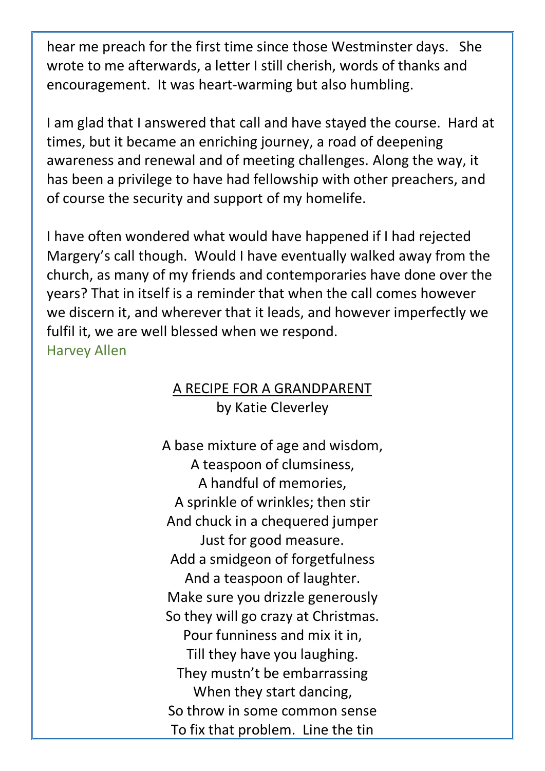hear me preach for the first time since those Westminster days. She wrote to me afterwards, a letter I still cherish, words of thanks and encouragement. It was heart-warming but also humbling.

I am glad that I answered that call and have stayed the course. Hard at times, but it became an enriching journey, a road of deepening awareness and renewal and of meeting challenges. Along the way, it has been a privilege to have had fellowship with other preachers, and of course the security and support of my homelife.

I have often wondered what would have happened if I had rejected Margery's call though. Would I have eventually walked away from the church, as many of my friends and contemporaries have done over the years? That in itself is a reminder that when the call comes however we discern it, and wherever that it leads, and however imperfectly we fulfil it, we are well blessed when we respond.
Harvey Allen

## A RECIPE FOR A GRANDPARENT

by Katie Cleverley

A base mixture of age and wisdom,
A teaspoon of clumsiness,
A handful of memories,
A sprinkle of wrinkles; then stir
And chuck in a chequered jumper
Just for good measure.
Add a smidgeon of forgetfulness
And a teaspoon of laughter.
Make sure you drizzle generously
So they will go crazy at Christmas.
Pour funniness and mix it in,
Till they have you laughing.
They mustn't be embarrassing
When they start dancing,
So throw in some common sense
To fix that problem. Line the tin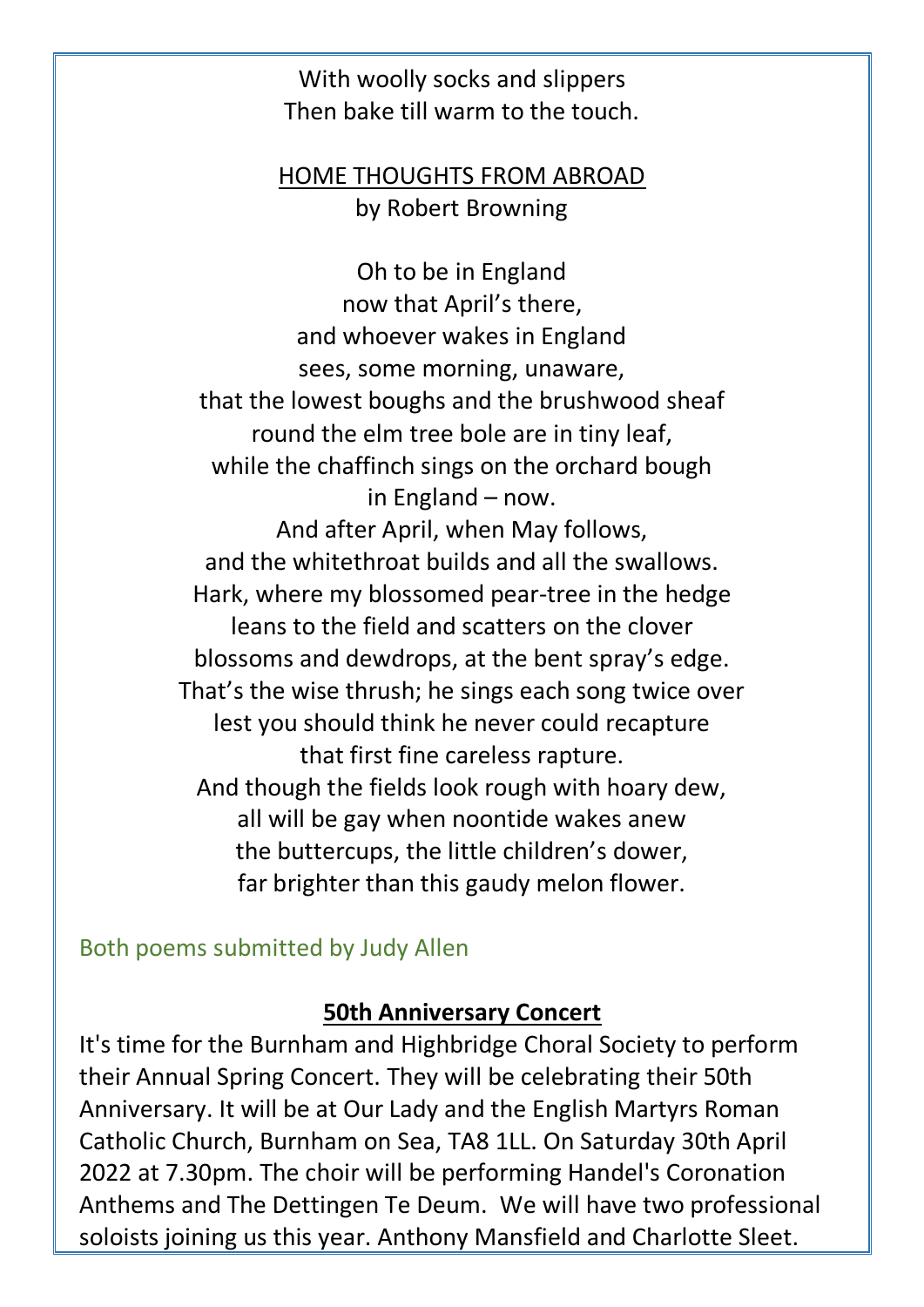With woolly socks and slippers
Then bake till warm to the touch.

## HOME THOUGHTS FROM ABROAD

by Robert Browning

Oh to be in England
now that April's there,
and whoever wakes in England
sees, some morning, unaware,
that the lowest boughs and the brushwood sheaf
round the elm tree bole are in tiny leaf,
while the chaffinch sings on the orchard bough
in England – now.
And after April, when May follows,
and the whitethroat builds and all the swallows.
Hark, where my blossomed pear-tree in the hedge
leans to the field and scatters on the clover
blossoms and dewdrops, at the bent spray's edge.
That's the wise thrush; he sings each song twice over
lest you should think he never could recapture
that first fine careless rapture.
And though the fields look rough with hoary dew,
all will be gay when noontide wakes anew
the buttercups, the little children's dower,
far brighter than this gaudy melon flower.

Both poems submitted by Judy Allen

## 50th Anniversary Concert

It's time for the Burnham and Highbridge Choral Society to perform their Annual Spring Concert. They will be celebrating their 50th Anniversary. It will be at Our Lady and the English Martyrs Roman Catholic Church, Burnham on Sea, TA8 1LL. On Saturday 30th April 2022 at 7.30pm. The choir will be performing Handel's Coronation Anthems and The Dettingen Te Deum. We will have two professional soloists joining us this year. Anthony Mansfield and Charlotte Sleet.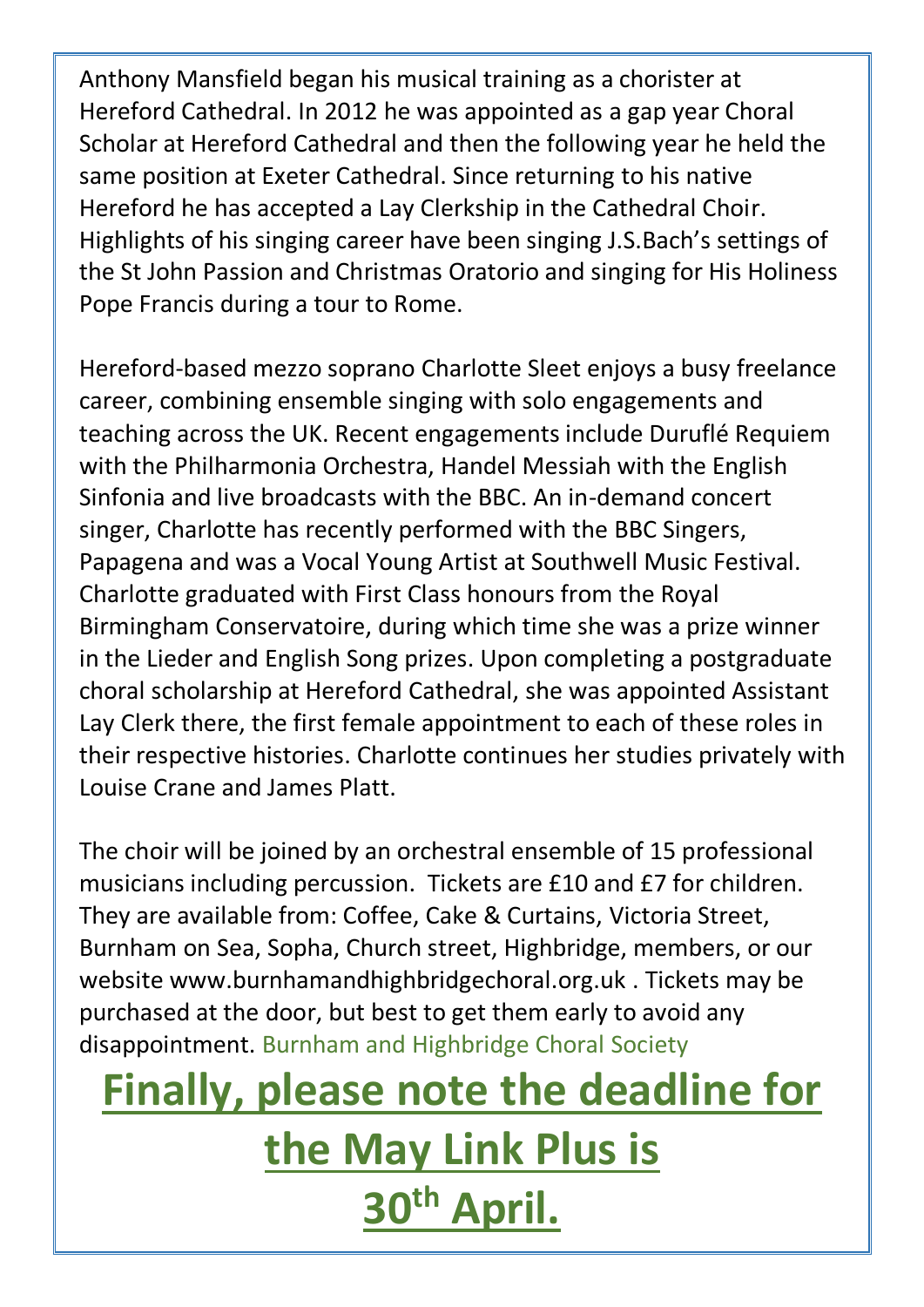Anthony Mansfield began his musical training as a chorister at Hereford Cathedral. In 2012 he was appointed as a gap year Choral Scholar at Hereford Cathedral and then the following year he held the same position at Exeter Cathedral. Since returning to his native Hereford he has accepted a Lay Clerkship in the Cathedral Choir. Highlights of his singing career have been singing J.S.Bach's settings of the St John Passion and Christmas Oratorio and singing for His Holiness Pope Francis during a tour to Rome.

Hereford-based mezzo soprano Charlotte Sleet enjoys a busy freelance career, combining ensemble singing with solo engagements and teaching across the UK. Recent engagements include Duruflé Requiem with the Philharmonia Orchestra, Handel Messiah with the English Sinfonia and live broadcasts with the BBC. An in-demand concert singer, Charlotte has recently performed with the BBC Singers, Papagena and was a Vocal Young Artist at Southwell Music Festival. Charlotte graduated with First Class honours from the Royal Birmingham Conservatoire, during which time she was a prize winner in the Lieder and English Song prizes. Upon completing a postgraduate choral scholarship at Hereford Cathedral, she was appointed Assistant Lay Clerk there, the first female appointment to each of these roles in their respective histories. Charlotte continues her studies privately with Louise Crane and James Platt.

The choir will be joined by an orchestral ensemble of 15 professional musicians including percussion. Tickets are £10 and £7 for children. They are available from: Coffee, Cake & Curtains, Victoria Street, Burnham on Sea, Sopha, Church street, Highbridge, members, or our website www.burnhamandhighbridgechoral.org.uk . Tickets may be purchased at the door, but best to get them early to avoid any disappointment. Burnham and Highbridge Choral Society

## **Finally, please note the deadline for the May Link Plus is 30th April.**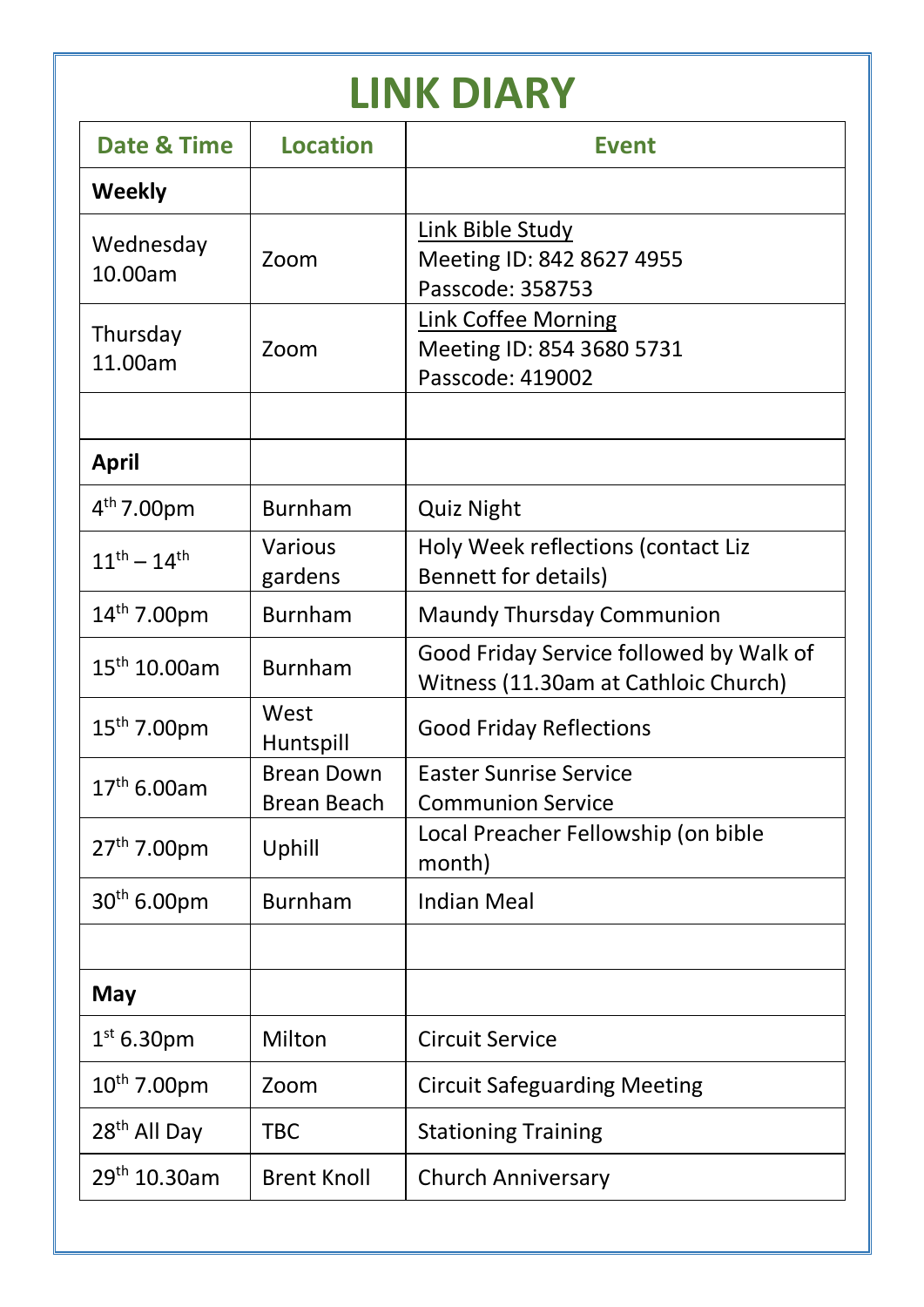# LINK DIARY

| Date & Time | Location | Event |
|---|---|---|
| **Weekly** | | |
| Wednesday 10.00am | Zoom | <u>Link Bible Study</u><br>Meeting ID: 842 8627 4955<br>Passcode: 358753 |
| Thursday 11.00am | Zoom | <u>Link Coffee Morning</u><br>Meeting ID: 854 3680 5731<br>Passcode: 419002 |
| | | |
| **April** | | |
| 4th 7.00pm | Burnham | Quiz Night |
| 11th – 14th | Various gardens | Holy Week reflections (contact Liz Bennett for details) |
| 14th 7.00pm | Burnham | Maundy Thursday Communion |
| 15th 10.00am | Burnham | Good Friday Service followed by Walk of Witness (11.30am at Cathloic Church) |
| 15th 7.00pm | West Huntspill | Good Friday Reflections |
| 17th 6.00am | Brean Down<br>Brean Beach | Easter Sunrise Service<br>Communion Service |
| 27th 7.00pm | Uphill | Local Preacher Fellowship (on bible month) |
| 30th 6.00pm | Burnham | Indian Meal |
| | | |
| **May** | | |
| 1st 6.30pm | Milton | Circuit Service |
| 10th 7.00pm | Zoom | Circuit Safeguarding Meeting |
| 28th All Day | TBC | Stationing Training |
| 29th 10.30am | Brent Knoll | Church Anniversary |